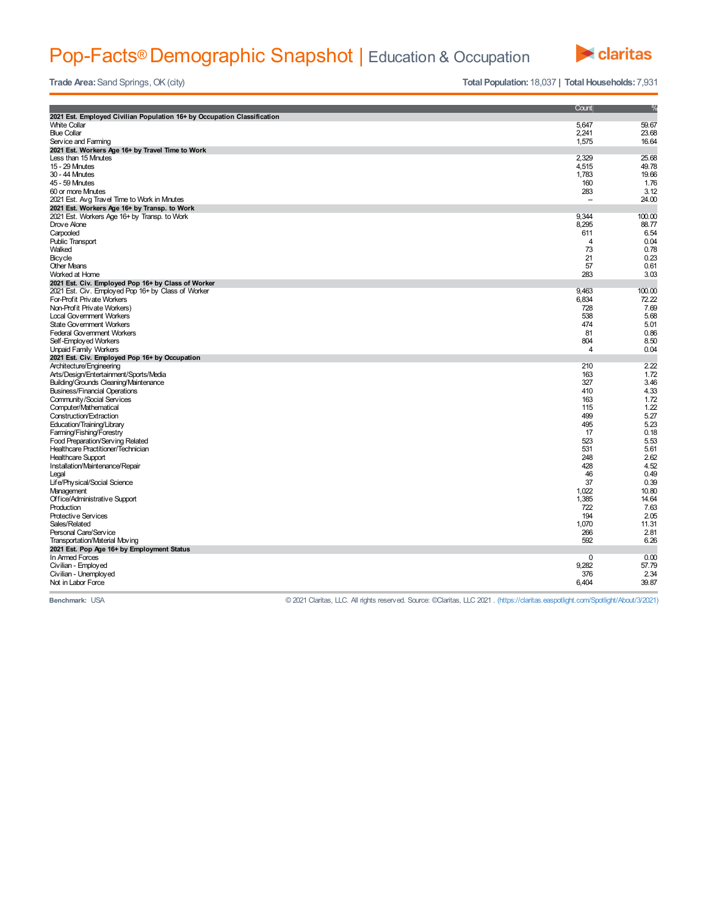# Pop-Facts® Demographic Snapshot | Education & Occupation

**Trade Area:** Sand Springs, OK (city)

**Total Population:** 18,037 | **Total Households:** 7,931

| | Count | % |
|---|---|---|
| **2021 Est. Employed Civilian Population 16+ by Occupation Classification** | | |
| White Collar | 5,647 | 59.67 |
| Blue Collar | 2,241 | 23.68 |
| Service and Farming | 1,575 | 16.64 |
| **2021 Est. Workers Age 16+ by Travel Time to Work** | | |
| Less than 15 Minutes | 2,329 | 25.68 |
| 15 - 29 Minutes | 4,515 | 49.78 |
| 30 - 44 Minutes | 1,783 | 19.66 |
| 45 - 59 Minutes | 160 | 1.76 |
| 60 or more Minutes | 283 | 3.12 |
| 2021 Est. Avg Travel Time to Work in Minutes | -- | 24.00 |
| **2021 Est. Workers Age 16+ by Transp. to Work** | | |
| 2021 Est. Workers Age 16+ by Transp. to Work | 9,344 | 100.00 |
| Drove Alone | 8,295 | 88.77 |
| Carpooled | 611 | 6.54 |
| Public Transport | 4 | 0.04 |
| Walked | 73 | 0.78 |
| Bicycle | 21 | 0.23 |
| Other Means | 57 | 0.61 |
| Worked at Home | 283 | 3.03 |
| **2021 Est. Civ. Employed Pop 16+ by Class of Worker** | | |
| 2021 Est. Civ. Employed Pop 16+ by Class of Worker | 9,463 | 100.00 |
| For-Profit Private Workers | 6,834 | 72.22 |
| Non-Profit Private Workers) | 728 | 7.69 |
| Local Government Workers | 538 | 5.68 |
| State Government Workers | 474 | 5.01 |
| Federal Government Workers | 81 | 0.86 |
| Self-Employed Workers | 804 | 8.50 |
| Unpaid Family Workers | 4 | 0.04 |
| **2021 Est. Civ. Employed Pop 16+ by Occupation** | | |
| Architecture/Engineering | 210 | 2.22 |
| Arts/Design/Entertainment/Sports/Media | 163 | 1.72 |
| Building/Grounds Cleaning/Maintenance | 327 | 3.46 |
| Business/Financial Operations | 410 | 4.33 |
| Community/Social Services | 163 | 1.72 |
| Computer/Mathematical | 115 | 1.22 |
| Construction/Extraction | 499 | 5.27 |
| Education/Training/Library | 495 | 5.23 |
| Farming/Fishing/Forestry | 17 | 0.18 |
| Food Preparation/Serving Related | 523 | 5.53 |
| Healthcare Practitioner/Technician | 531 | 5.61 |
| Healthcare Support | 248 | 2.62 |
| Installation/Maintenance/Repair | 428 | 4.52 |
| Legal | 46 | 0.49 |
| Life/Physical/Social Science | 37 | 0.39 |
| Management | 1,022 | 10.80 |
| Office/Administrative Support | 1,385 | 14.64 |
| Production | 722 | 7.63 |
| Protective Services | 194 | 2.05 |
| Sales/Related | 1,070 | 11.31 |
| Personal Care/Service | 266 | 2.81 |
| Transportation/Material Moving | 592 | 6.26 |
| **2021 Est. Pop Age 16+ by Employment Status** | | |
| In Armed Forces | 0 | 0.00 |
| Civilian - Employed | 9,282 | 57.79 |
| Civilian - Unemployed | 376 | 2.34 |
| Not in Labor Force | 6,404 | 39.87 |

**Benchmark:** USA

© 2021 Claritas, LLC. All rights reserved. Source: ©Claritas, LLC 2021 . (https://claritas.easpotlight.com/Spotlight/About/3/2021)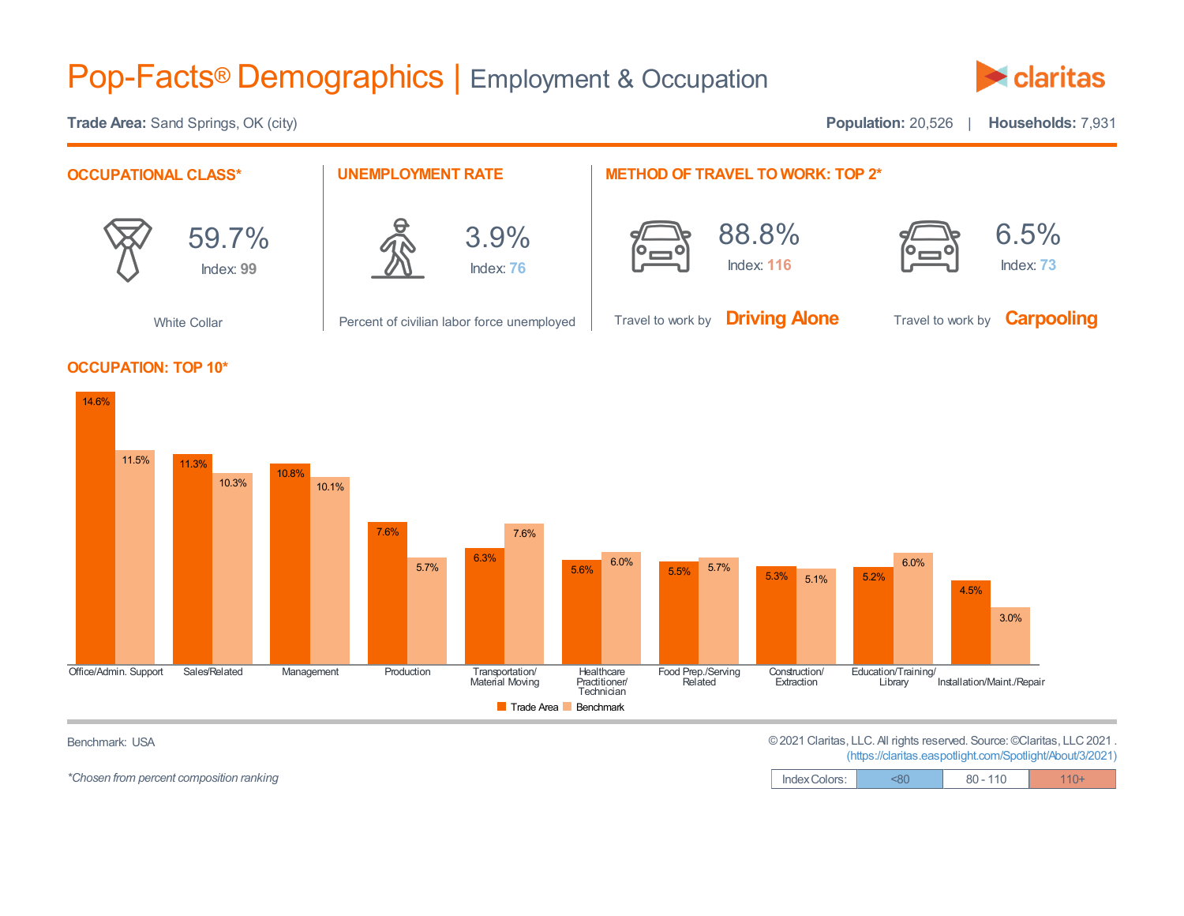# Pop-Facts® Demographics | Employment & Occupation

claritas

**Trade Area:** Sand Springs, OK (city)

**Population:** 20,526 | **Households:** 7,931

## OCCUPATIONAL CLASS*

59.7%

Index: 99

White Collar

## UNEMPLOYMENT RATE

3.9%

Index: 76

Percent of civilian labor force unemployed

## METHOD OF TRAVEL TO WORK: TOP 2*

88.8%

Index: 116

Travel to work by **Driving Alone**

6.5%

Index: 73

Travel to work by **Carpooling**

## OCCUPATION: TOP 10*

| Occupation | Trade Area | Benchmark |
|---|---|---|
| Office/Admin. Support | 14.6% | 11.5% |
| Sales/Related | 11.3% | 10.3% |
| Management | 10.8% | 10.1% |
| Production | 7.6% | 5.7% |
| Transportation/ Material Moving | 6.3% | 7.6% |
| Healthcare Practitioner/ Technician | 5.6% | 6.0% |
| Food Prep./Serving Related | 5.5% | 5.7% |
| Construction/ Extraction | 5.3% | 5.1% |
| Education/Training/ Library | 5.2% | 6.0% |
| Installation/Maint./Repair | 4.5% | 3.0% |

Benchmark: USA

© 2021 Claritas, LLC. All rights reserved. Source: ©Claritas, LLC 2021 .
(https://claritas.easpotlight.com/Spotlight/About/3/2021)

*Chosen from percent composition ranking

| Index Colors: | <80 | 80 - 110 | 110+ |
|---|---|---|---|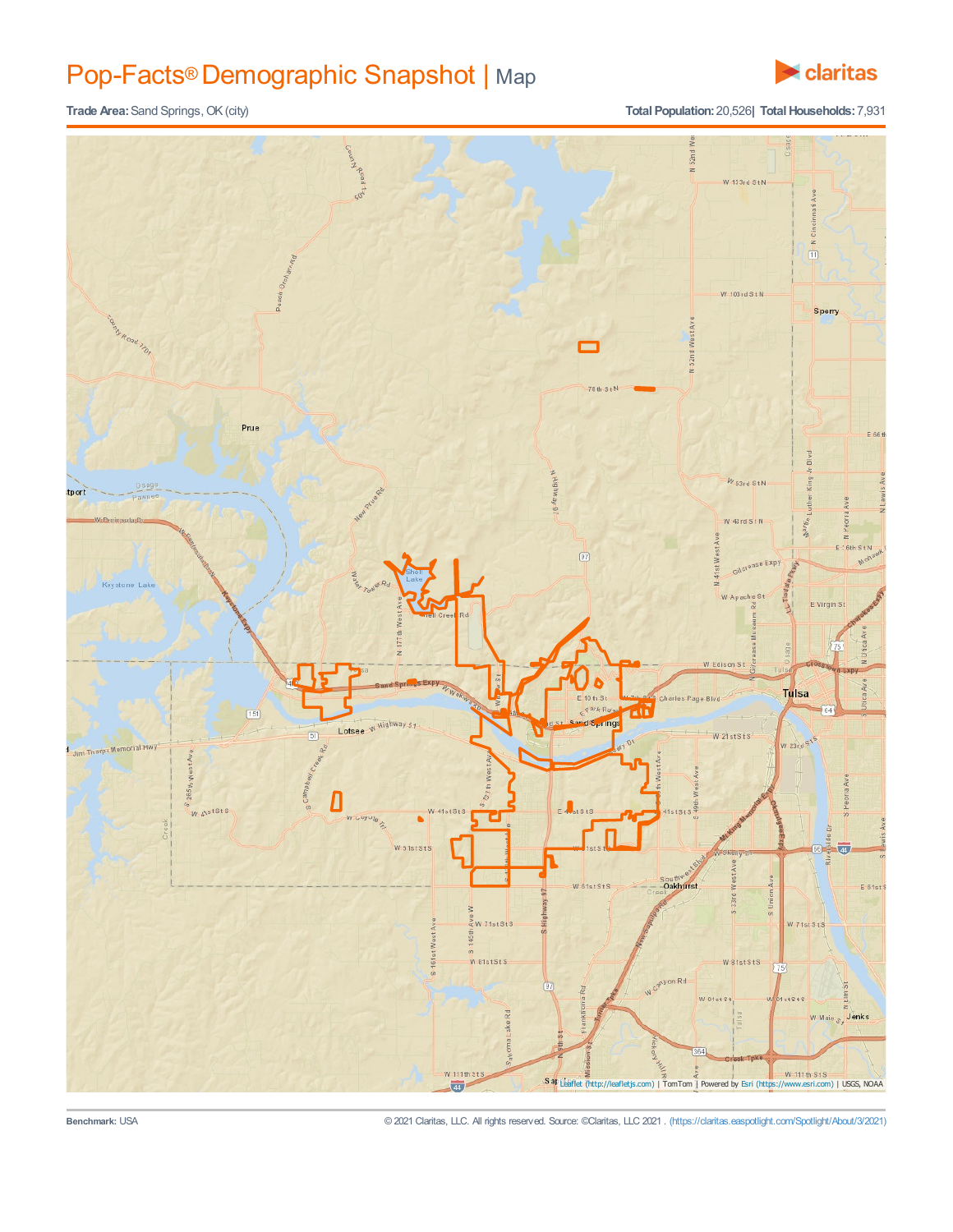# Pop-Facts® Demographic Snapshot | Map

**Trade Area:** Sand Springs, OK (city)

**Total Population:** 20,526| **Total Households:** 7,931

Leaflet (http://leafletjs.com) | TomTom | Powered by Esri (https://www.esri.com) | USGS, NOAA

**Benchmark:** USA

© 2021 Claritas, LLC. All rights reserved. Source: ©Claritas, LLC 2021 . (https://claritas.easpotlight.com/Spotlight/About/3/2021)